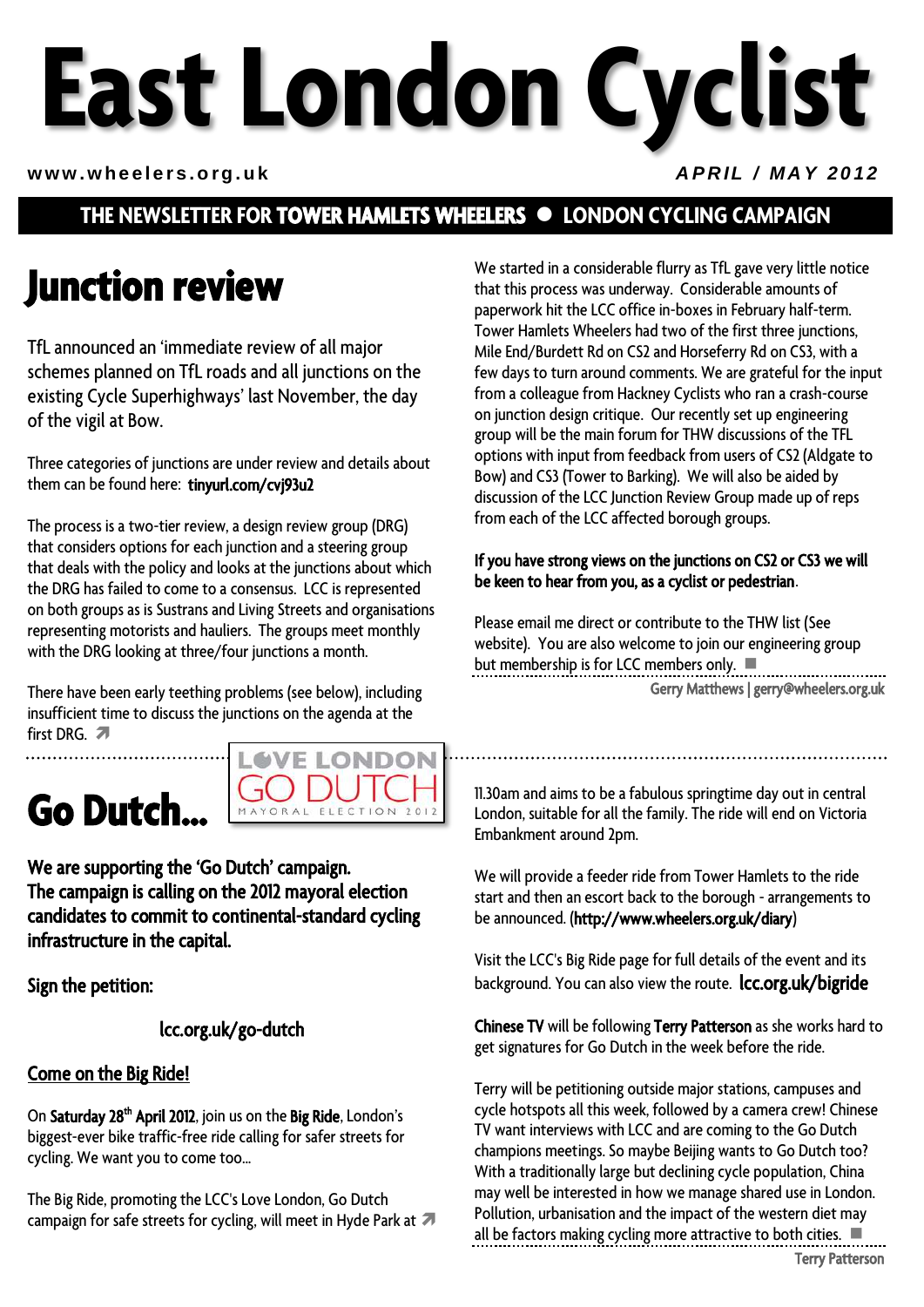# East London Cyclist

www.wheelers.org.uk

APRIL / MAY 2012

**THE NEWSLETTER FOR TOWER HAMLETS WHEELERS ● LONDON CYCLING CAMPAIGN**

## Junction review

TfL announced an 'immediate review of all major schemes planned on TfL roads and all junctions on the existing Cycle Superhighways' last November, the day of the vigil at Bow.

Three categories of junctions are under review and details about them can be found here: **tinyurl.com/cvj93u2**

The process is a two-tier review, a design review group (DRG) that considers options for each junction and a steering group that deals with the policy and looks at the junctions about which the DRG has failed to come to a consensus. LCC is represented on both groups as is Sustrans and Living Streets and organisations representing motorists and hauliers. The groups meet monthly with the DRG looking at three/four junctions a month.

There have been early teething problems (see below), including insufficient time to discuss the junctions on the agenda at the first DRG.

We started in a considerable flurry as TfL gave very little notice that this process was underway. Considerable amounts of paperwork hit the LCC office in-boxes in February half-term. Tower Hamlets Wheelers had two of the first three junctions, Mile End/Burdett Rd on CS2 and Horseferry Rd on CS3, with a few days to turn around comments. We are grateful for the input from a colleague from Hackney Cyclists who ran a crash-course on junction design critique. Our recently set up engineering group will be the main forum for THW discussions of the TFL options with input from feedback from users of CS2 (Aldgate to Bow) and CS3 (Tower to Barking). We will also be aided by discussion of the LCC Junction Review Group made up of reps from each of the LCC affected borough groups.

**If you have strong views on the junctions on CS2 or CS3 we will be keen to hear from you, as a cyclist or pedestrian.**

Please email me direct or contribute to the THW list (See website). You are also welcome to join our engineering group but membership is for LCC members only.

Gerry Matthews | gerry@wheelers.org.uk

## Go Dutch...

LOVE LONDON GO DUTCH — MAYORAL ELECTION 2012

**We are supporting the 'Go Dutch' campaign. The campaign is calling on the 2012 mayoral election candidates to commit to continental-standard cycling infrastructure in the capital.**

**Sign the petition:**

**lcc.org.uk/go-dutch**

### Come on the Big Ride!

On **Saturday 28th April 2012**, join us on the **Big Ride**, London's biggest-ever bike traffic-free ride calling for safer streets for cycling. We want you to come too...

The Big Ride, promoting the LCC's Love London, Go Dutch campaign for safe streets for cycling, will meet in Hyde Park at 11.30am and aims to be a fabulous springtime day out in central London, suitable for all the family. The ride will end on Victoria Embankment around 2pm.

We will provide a feeder ride from Tower Hamlets to the ride start and then an escort back to the borough - arrangements to be announced. (**http://www.wheelers.org.uk/diary**)

Visit the LCC's Big Ride page for full details of the event and its background. You can also view the route. **lcc.org.uk/bigride**

**Chinese TV** will be following **Terry Patterson** as she works hard to get signatures for Go Dutch in the week before the ride.

Terry will be petitioning outside major stations, campuses and cycle hotspots all this week, followed by a camera crew! Chinese TV want interviews with LCC and are coming to the Go Dutch champions meetings. So maybe Beijing wants to Go Dutch too? With a traditionally large but declining cycle population, China may well be interested in how we manage shared use in London. Pollution, urbanisation and the impact of the western diet may all be factors making cycling more attractive to both cities.

Terry Patterson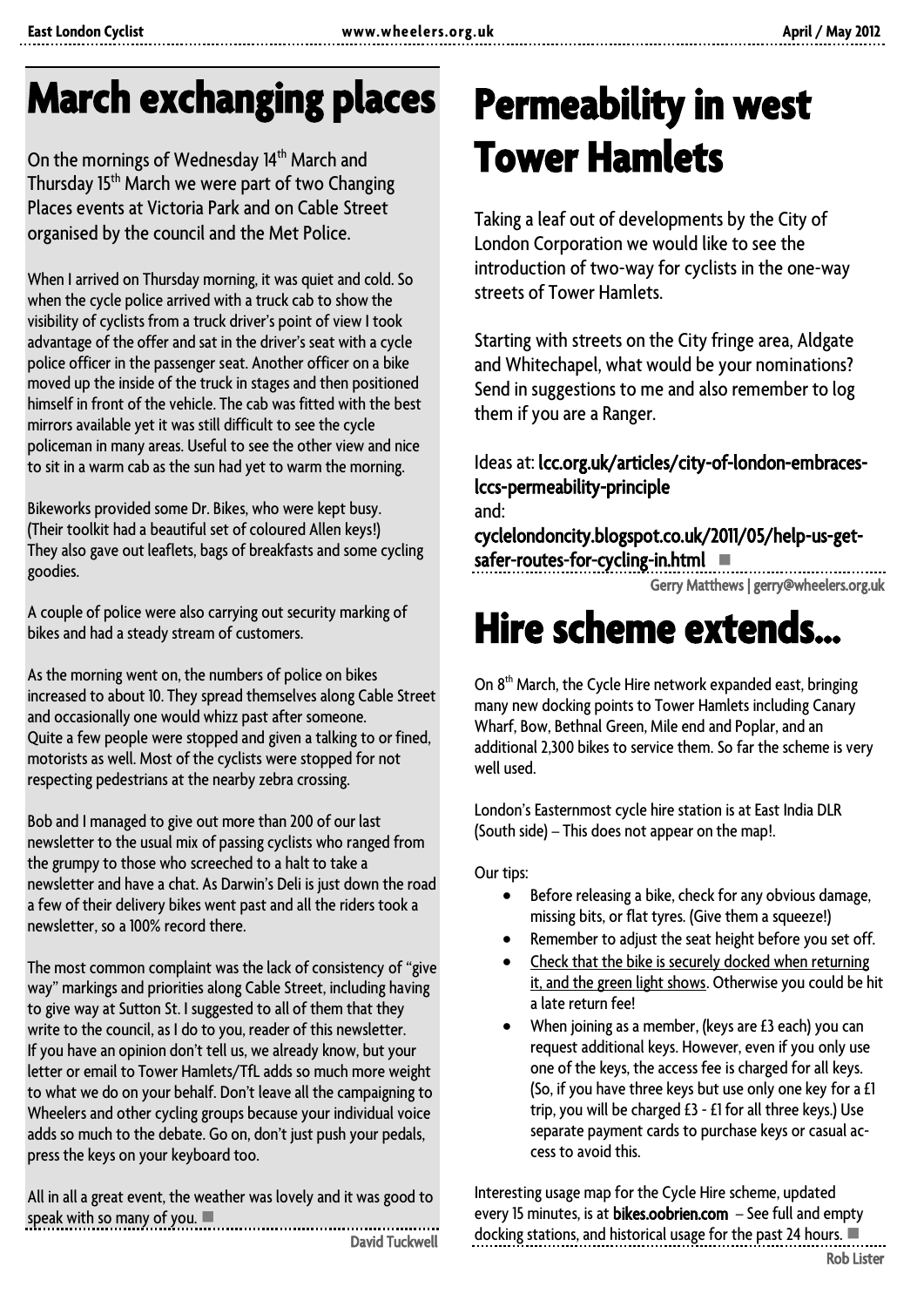# March exchanging places

On the mornings of Wednesday 14th March and Thursday 15th March we were part of two Changing Places events at Victoria Park and on Cable Street organised by the council and the Met Police.

When I arrived on Thursday morning, it was quiet and cold. So when the cycle police arrived with a truck cab to show the visibility of cyclists from a truck driver's point of view I took advantage of the offer and sat in the driver's seat with a cycle police officer in the passenger seat. Another officer on a bike moved up the inside of the truck in stages and then positioned himself in front of the vehicle. The cab was fitted with the best mirrors available yet it was still difficult to see the cycle policeman in many areas. Useful to see the other view and nice to sit in a warm cab as the sun had yet to warm the morning.

Bikeworks provided some Dr. Bikes, who were kept busy. (Their toolkit had a beautiful set of coloured Allen keys!) They also gave out leaflets, bags of breakfasts and some cycling goodies.

A couple of police were also carrying out security marking of bikes and had a steady stream of customers.

As the morning went on, the numbers of police on bikes increased to about 10. They spread themselves along Cable Street and occasionally one would whizz past after someone. Quite a few people were stopped and given a talking to or fined, motorists as well. Most of the cyclists were stopped for not respecting pedestrians at the nearby zebra crossing.

Bob and I managed to give out more than 200 of our last newsletter to the usual mix of passing cyclists who ranged from the grumpy to those who screeched to a halt to take a newsletter and have a chat. As Darwin's Deli is just down the road a few of their delivery bikes went past and all the riders took a newsletter, so a 100% record there.

The most common complaint was the lack of consistency of "give way" markings and priorities along Cable Street, including having to give way at Sutton St. I suggested to all of them that they write to the council, as I do to you, reader of this newsletter. If you have an opinion don't tell us, we already know, but your letter or email to Tower Hamlets/TfL adds so much more weight to what we do on your behalf. Don't leave all the campaigning to Wheelers and other cycling groups because your individual voice adds so much to the debate. Go on, don't just push your pedals, press the keys on your keyboard too.

All in all a great event, the weather was lovely and it was good to speak with so many of you. ■

David Tuckwell

# Permeability in west Tower Hamlets

Taking a leaf out of developments by the City of London Corporation we would like to see the introduction of two-way for cyclists in the one-way streets of Tower Hamlets.

Starting with streets on the City fringe area, Aldgate and Whitechapel, what would be your nominations? Send in suggestions to me and also remember to log them if you are a Ranger.

Ideas at: **lcc.org.uk/articles/city-of-london-embraces-lccs-permeability-principle**
and:
**cyclelondoncity.blogspot.co.uk/2011/05/help-us-get-safer-routes-for-cycling-in.html** ■

Gerry Matthews | gerry@wheelers.org.uk

# Hire scheme extends...

On 8th March, the Cycle Hire network expanded east, bringing many new docking points to Tower Hamlets including Canary Wharf, Bow, Bethnal Green, Mile end and Poplar, and an additional 2,300 bikes to service them. So far the scheme is very well used.

London's Easternmost cycle hire station is at East India DLR (South side) – This does not appear on the map!.

Our tips:

- Before releasing a bike, check for any obvious damage, missing bits, or flat tyres. (Give them a squeeze!)
- Remember to adjust the seat height before you set off.
- Check that the bike is securely docked when returning it, and the green light shows. Otherwise you could be hit a late return fee!
- When joining as a member, (keys are £3 each) you can request additional keys. However, even if you only use one of the keys, the access fee is charged for all keys. (So, if you have three keys but use only one key for a £1 trip, you will be charged £3 - £1 for all three keys.) Use separate payment cards to purchase keys or casual access to avoid this.

Interesting usage map for the Cycle Hire scheme, updated every 15 minutes, is at **bikes.oobrien.com** – See full and empty docking stations, and historical usage for the past 24 hours. ■

Rob Lister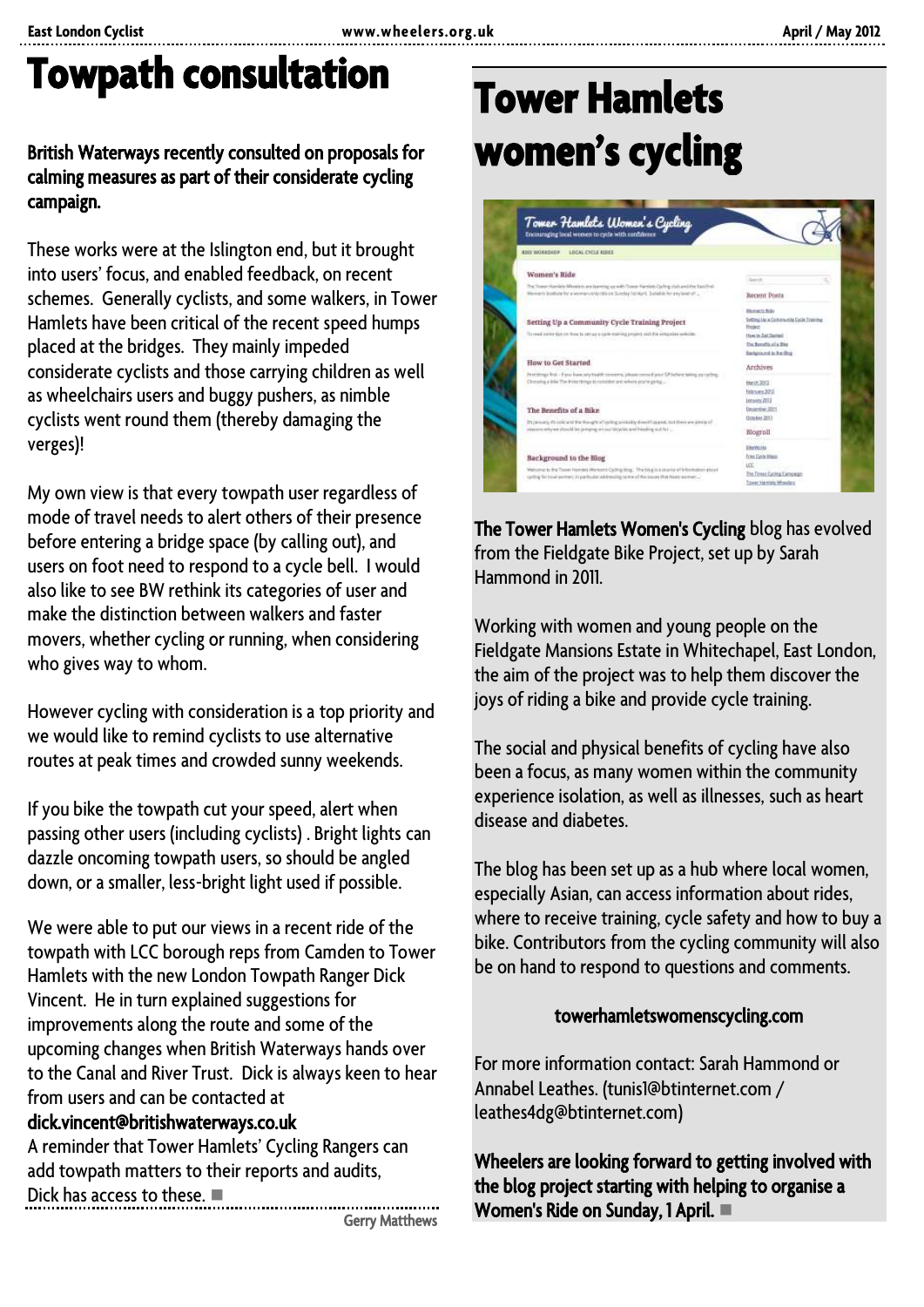# Towpath consultation

**British Waterways recently consulted on proposals for calming measures as part of their considerate cycling campaign.**

These works were at the Islington end, but it brought into users' focus, and enabled feedback, on recent schemes. Generally cyclists, and some walkers, in Tower Hamlets have been critical of the recent speed humps placed at the bridges. They mainly impeded considerate cyclists and those carrying children as well as wheelchairs users and buggy pushers, as nimble cyclists went round them (thereby damaging the verges)!

My own view is that every towpath user regardless of mode of travel needs to alert others of their presence before entering a bridge space (by calling out), and users on foot need to respond to a cycle bell. I would also like to see BW rethink its categories of user and make the distinction between walkers and faster movers, whether cycling or running, when considering who gives way to whom.

However cycling with consideration is a top priority and we would like to remind cyclists to use alternative routes at peak times and crowded sunny weekends.

If you bike the towpath cut your speed, alert when passing other users (including cyclists) . Bright lights can dazzle oncoming towpath users, so should be angled down, or a smaller, less-bright light used if possible.

We were able to put our views in a recent ride of the towpath with LCC borough reps from Camden to Tower Hamlets with the new London Towpath Ranger Dick Vincent. He in turn explained suggestions for improvements along the route and some of the upcoming changes when British Waterways hands over to the Canal and River Trust. Dick is always keen to hear from users and can be contacted at
**dick.vincent@britishwaterways.co.uk**
A reminder that Tower Hamlets' Cycling Rangers can add towpath matters to their reports and audits, Dick has access to these. ■

Gerry Matthews

# Tower Hamlets women's cycling

**The Tower Hamlets Women's Cycling** blog has evolved from the Fieldgate Bike Project, set up by Sarah Hammond in 2011.

Working with women and young people on the Fieldgate Mansions Estate in Whitechapel, East London, the aim of the project was to help them discover the joys of riding a bike and provide cycle training.

The social and physical benefits of cycling have also been a focus, as many women within the community experience isolation, as well as illnesses, such as heart disease and diabetes.

The blog has been set up as a hub where local women, especially Asian, can access information about rides, where to receive training, cycle safety and how to buy a bike. Contributors from the cycling community will also be on hand to respond to questions and comments.

**towerhamletswomenscycling.com**

For more information contact: Sarah Hammond or Annabel Leathes. (tunis1@btinternet.com / leathes4dg@btinternet.com)

**Wheelers are looking forward to getting involved with the blog project starting with helping to organise a Women's Ride on Sunday, 1 April.** ■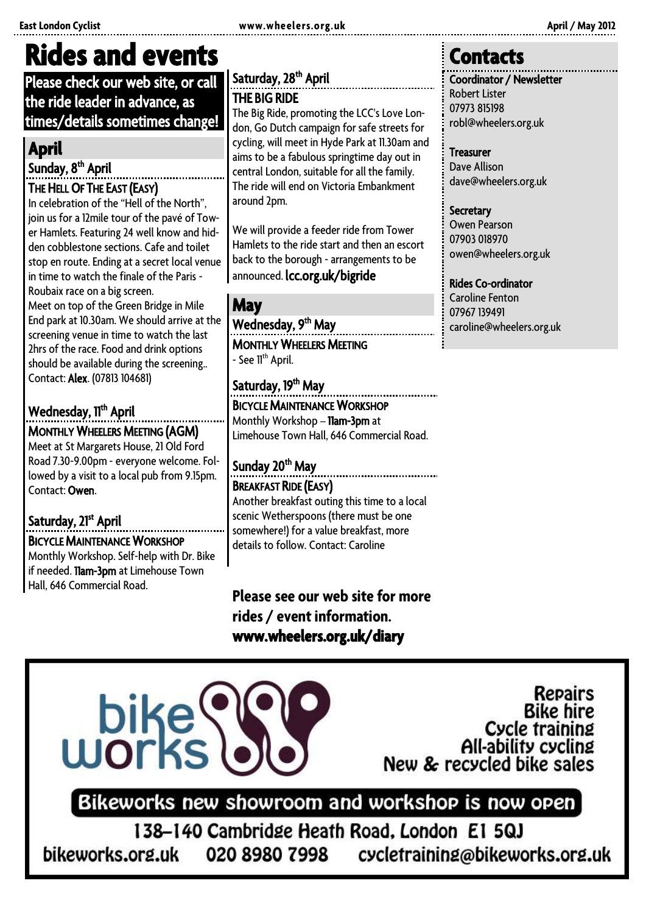# Rides and events

**Please check our web site, or call the ride leader in advance, as times/details sometimes change!**

## April

### Sunday, 8th April

**THE HELL OF THE EAST (EASY)**

In celebration of the "Hell of the North", join us for a 12mile tour of the pavé of Tower Hamlets. Featuring 24 well know and hidden cobblestone sections. Cafe and toilet stop en route. Ending at a secret local venue in time to watch the finale of the Paris - Roubaix race on a big screen.

Meet on top of the Green Bridge in Mile End park at 10.30am. We should arrive at the screening venue in time to watch the last 2hrs of the race. Food and drink options should be available during the screening.. Contact: **Alex**. (07813 104681)

### Wednesday, 11th April

**MONTHLY WHEELERS MEETING (AGM)**

Meet at St Margarets House, 21 Old Ford Road 7.30-9.00pm - everyone welcome. Followed by a visit to a local pub from 9.15pm. Contact: **Owen**.

### Saturday, 21st April

**BICYCLE MAINTENANCE WORKSHOP**

Monthly Workshop. Self-help with Dr. Bike if needed. **11am-3pm** at Limehouse Town Hall, 646 Commercial Road.

### Saturday, 28th April

**THE BIG RIDE**

The Big Ride, promoting the LCC's Love London, Go Dutch campaign for safe streets for cycling, will meet in Hyde Park at 11.30am and aims to be a fabulous springtime day out in central London, suitable for all the family. The ride will end on Victoria Embankment around 2pm.

We will provide a feeder ride from Tower Hamlets to the ride start and then an escort back to the borough - arrangements to be announced. **lcc.org.uk/bigride**

## May

### Wednesday, 9th May

**MONTHLY WHEELERS MEETING**

- See 11th April.

### Saturday, 19th May

**BICYCLE MAINTENANCE WORKSHOP**

Monthly Workshop – **11am-3pm** at Limehouse Town Hall, 646 Commercial Road.

### Sunday 20th May

**BREAKFAST RIDE (EASY)**

Another breakfast outing this time to a local scenic Wetherspoons (there must be one somewhere!) for a value breakfast, more details to follow. Contact: Caroline

**Please see our web site for more rides / event information. www.wheelers.org.uk/diary**

# Contacts

**Coordinator / Newsletter**
Robert Lister
07973 815198
robl@wheelers.org.uk

**Treasurer**
Dave Allison
dave@wheelers.org.uk

**Secretary**
Owen Pearson
07903 018970
owen@wheelers.org.uk

**Rides Co-ordinator**
Caroline Fenton
07967 139491
caroline@wheelers.org.uk

---

bike works

Repairs
Bike hire
Cycle training
All-ability cycling
New & recycled bike sales

**Bikeworks new showroom and workshop is now open**

138–140 Cambridge Heath Road, London E1 5QJ

bikeworks.org.uk 020 8980 7998 cycletraining@bikeworks.org.uk